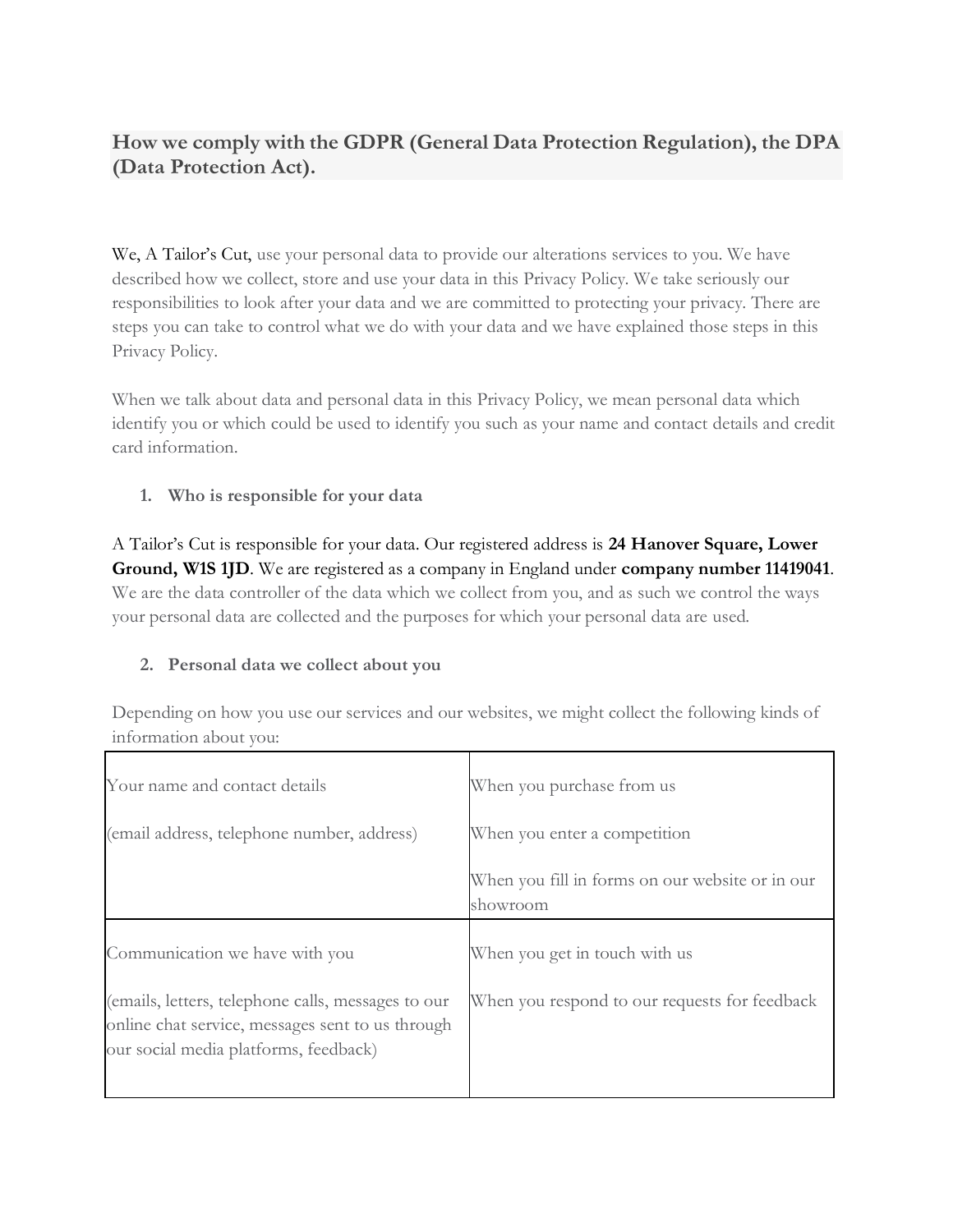## How we comply with the GDPR (General Data Protection Regulation), the DPA (Data Protection Act).

We, A Tailor's Cut, use your personal data to provide our alterations services to you. We have described how we collect, store and use your data in this Privacy Policy. We take seriously our responsibilities to look after your data and we are committed to protecting your privacy. There are steps you can take to control what we do with your data and we have explained those steps in this Privacy Policy.

When we talk about data and personal data in this Privacy Policy, we mean personal data which identify you or which could be used to identify you such as your name and contact details and credit card information.

1. **Who is responsible for your data**

A Tailor's Cut is responsible for your data. Our registered address is **24 Hanover Square, Lower Ground, W1S 1JD**. We are registered as a company in England under **company number 11419041**. We are the data controller of the data which we collect from you, and as such we control the ways your personal data are collected and the purposes for which your personal data are used.

2. **Personal data we collect about you**

Depending on how you use our services and our websites, we might collect the following kinds of information about you:

| | |
|---|---|
| Your name and contact details<br><br>(email address, telephone number, address) | When you purchase from us<br><br>When you enter a competition<br><br>When you fill in forms on our website or in our showroom |
| Communication we have with you<br><br>(emails, letters, telephone calls, messages to our online chat service, messages sent to us through our social media platforms, feedback) | When you get in touch with us<br><br>When you respond to our requests for feedback |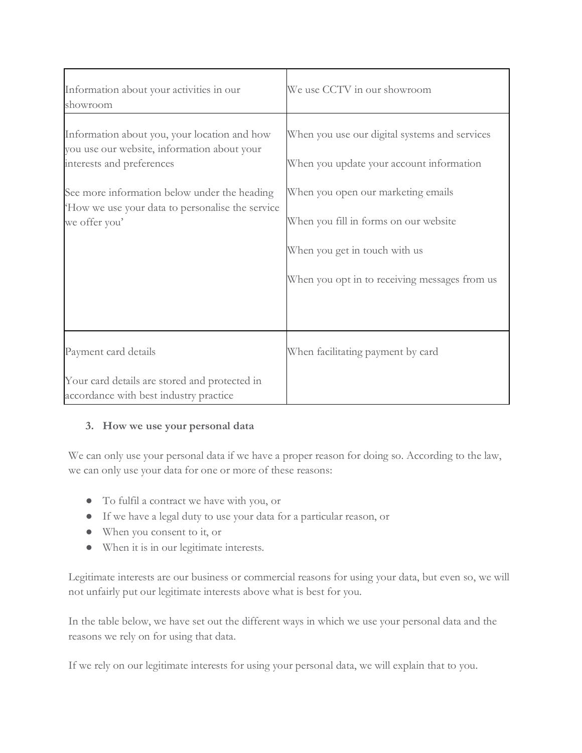| | |
|---|---|
| Information about your activities in our showroom | We use CCTV in our showroom |
| Information about you, your location and how you use our website, information about your interests and preferences<br><br>See more information below under the heading 'How we use your data to personalise the service we offer you' | When you use our digital systems and services<br><br>When you update your account information<br><br>When you open our marketing emails<br><br>When you fill in forms on our website<br><br>When you get in touch with us<br><br>When you opt in to receiving messages from us |
| Payment card details<br><br>Your card details are stored and protected in accordance with best industry practice | When facilitating payment by card |

3. **How we use your personal data**

We can only use your personal data if we have a proper reason for doing so. According to the law, we can only use your data for one or more of these reasons:

- To fulfil a contract we have with you, or
- If we have a legal duty to use your data for a particular reason, or
- When you consent to it, or
- When it is in our legitimate interests.

Legitimate interests are our business or commercial reasons for using your data, but even so, we will not unfairly put our legitimate interests above what is best for you.

In the table below, we have set out the different ways in which we use your personal data and the reasons we rely on for using that data.

If we rely on our legitimate interests for using your personal data, we will explain that to you.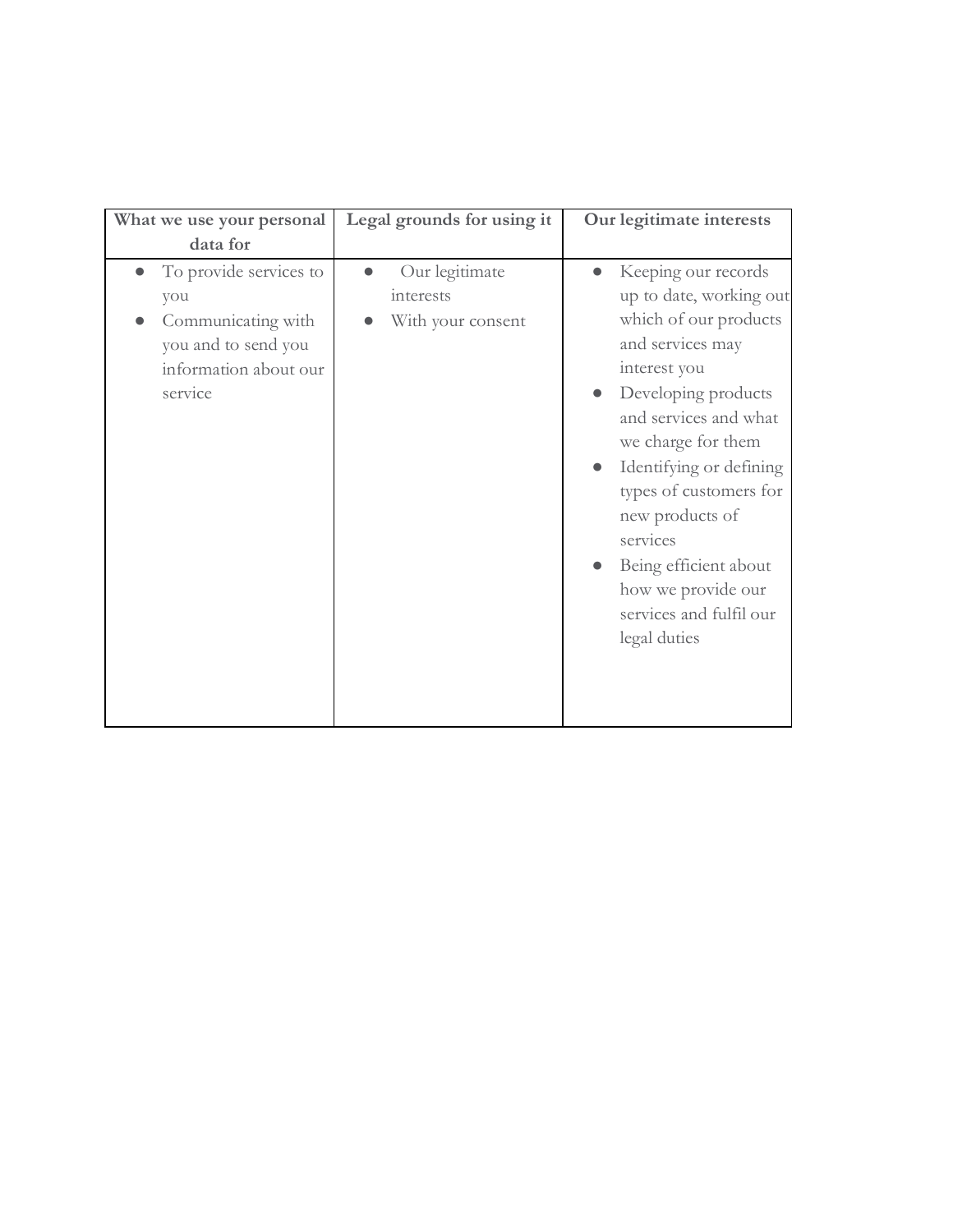| What we use your personal data for | Legal grounds for using it | Our legitimate interests |
|---|---|---|
| • To provide services to you<br>• Communicating with you and to send you information about our service | • Our legitimate interests<br>• With your consent | • Keeping our records up to date, working out which of our products and services may interest you<br>• Developing products and services and what we charge for them<br>• Identifying or defining types of customers for new products of services<br>• Being efficient about how we provide our services and fulfil our legal duties |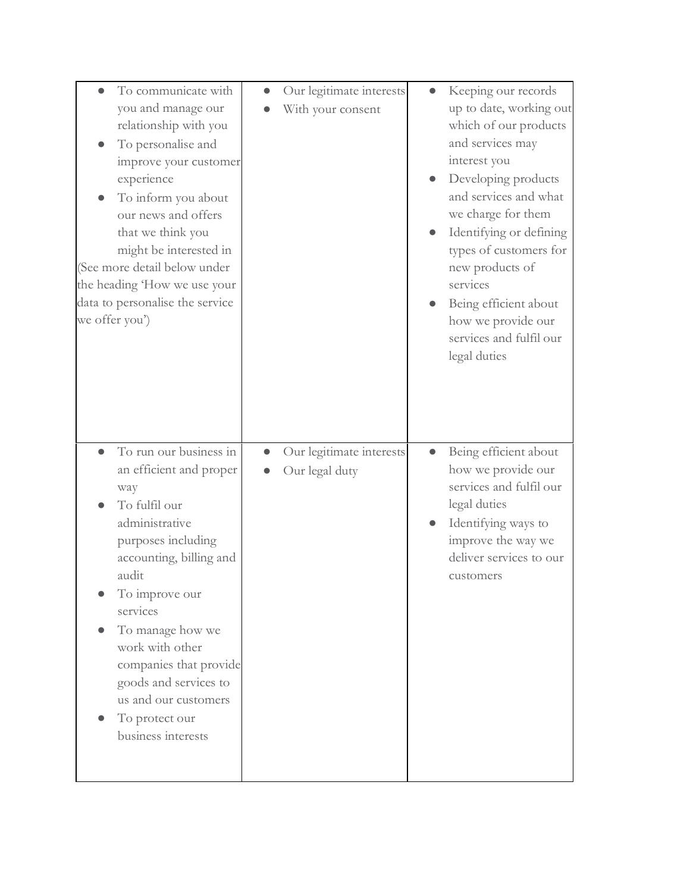| | | |
|---|---|---|
| <ul><li>To communicate with you and manage our relationship with you</li><li>To personalise and improve your customer experience</li><li>To inform you about our news and offers that we think you might be interested in</li></ul>(See more detail below under the heading 'How we use your data to personalise the service we offer you') | <ul><li>Our legitimate interests</li><li>With your consent</li></ul> | <ul><li>Keeping our records up to date, working out which of our products and services may interest you</li><li>Developing products and services and what we charge for them</li><li>Identifying or defining types of customers for new products of services</li><li>Being efficient about how we provide our services and fulfil our legal duties</li></ul> |
| <ul><li>To run our business in an efficient and proper way</li><li>To fulfil our administrative purposes including accounting, billing and audit</li><li>To improve our services</li><li>To manage how we work with other companies that provide goods and services to us and our customers</li><li>To protect our business interests</li></ul> | <ul><li>Our legitimate interests</li><li>Our legal duty</li></ul> | <ul><li>Being efficient about how we provide our services and fulfil our legal duties</li><li>Identifying ways to improve the way we deliver services to our customers</li></ul> |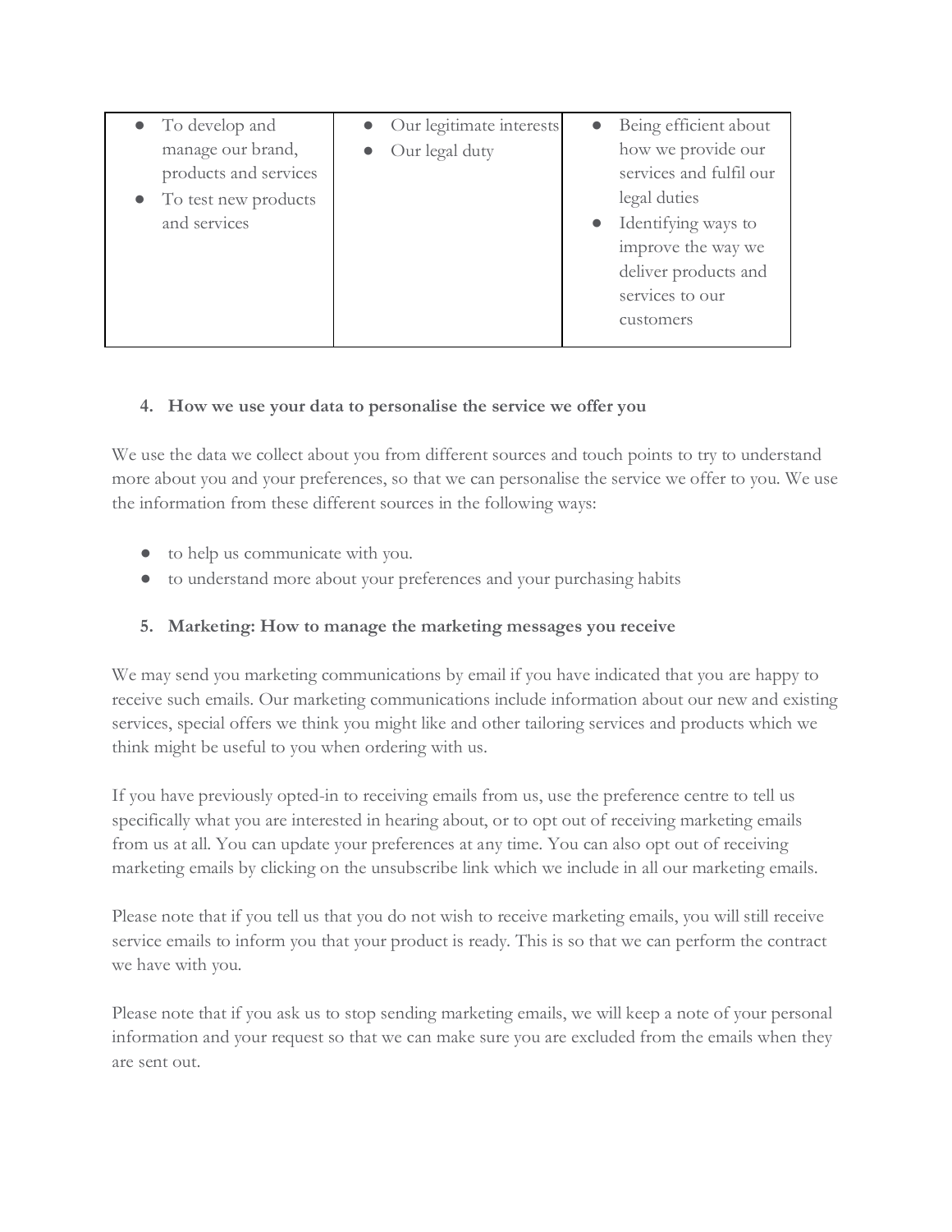| | | |
|---|---|---|
| • To develop and manage our brand, products and services<br>• To test new products and services | • Our legitimate interests<br>• Our legal duty | • Being efficient about how we provide our services and fulfil our legal duties<br>• Identifying ways to improve the way we deliver products and services to our customers |

4. **How we use your data to personalise the service we offer you**

We use the data we collect about you from different sources and touch points to try to understand more about you and your preferences, so that we can personalise the service we offer to you. We use the information from these different sources in the following ways:

- to help us communicate with you.
- to understand more about your preferences and your purchasing habits

5. **Marketing: How to manage the marketing messages you receive**

We may send you marketing communications by email if you have indicated that you are happy to receive such emails. Our marketing communications include information about our new and existing services, special offers we think you might like and other tailoring services and products which we think might be useful to you when ordering with us.

If you have previously opted-in to receiving emails from us, use the preference centre to tell us specifically what you are interested in hearing about, or to opt out of receiving marketing emails from us at all. You can update your preferences at any time. You can also opt out of receiving marketing emails by clicking on the unsubscribe link which we include in all our marketing emails.

Please note that if you tell us that you do not wish to receive marketing emails, you will still receive service emails to inform you that your product is ready. This is so that we can perform the contract we have with you.

Please note that if you ask us to stop sending marketing emails, we will keep a note of your personal information and your request so that we can make sure you are excluded from the emails when they are sent out.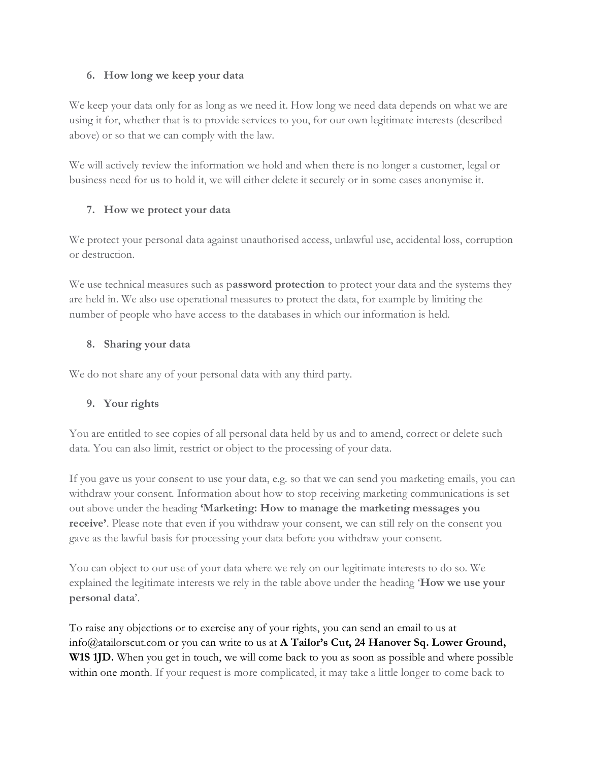## 6. How long we keep your data

We keep your data only for as long as we need it. How long we need data depends on what we are using it for, whether that is to provide services to you, for our own legitimate interests (described above) or so that we can comply with the law.

We will actively review the information we hold and when there is no longer a customer, legal or business need for us to hold it, we will either delete it securely or in some cases anonymise it.

## 7. How we protect your data

We protect your personal data against unauthorised access, unlawful use, accidental loss, corruption or destruction.

We use technical measures such as p**assword protection** to protect your data and the systems they are held in. We also use operational measures to protect the data, for example by limiting the number of people who have access to the databases in which our information is held.

## 8. Sharing your data

We do not share any of your personal data with any third party.

## 9. Your rights

You are entitled to see copies of all personal data held by us and to amend, correct or delete such data. You can also limit, restrict or object to the processing of your data.

If you gave us your consent to use your data, e.g. so that we can send you marketing emails, you can withdraw your consent. Information about how to stop receiving marketing communications is set out above under the heading **'Marketing: How to manage the marketing messages you receive'**. Please note that even if you withdraw your consent, we can still rely on the consent you gave as the lawful basis for processing your data before you withdraw your consent.

You can object to our use of your data where we rely on our legitimate interests to do so. We explained the legitimate interests we rely in the table above under the heading '**How we use your personal data**'.

To raise any objections or to exercise any of your rights, you can send an email to us at info@atailorscut.com or you can write to us at **A Tailor's Cut, 24 Hanover Sq. Lower Ground, W1S 1JD.** When you get in touch, we will come back to you as soon as possible and where possible within one month. If your request is more complicated, it may take a little longer to come back to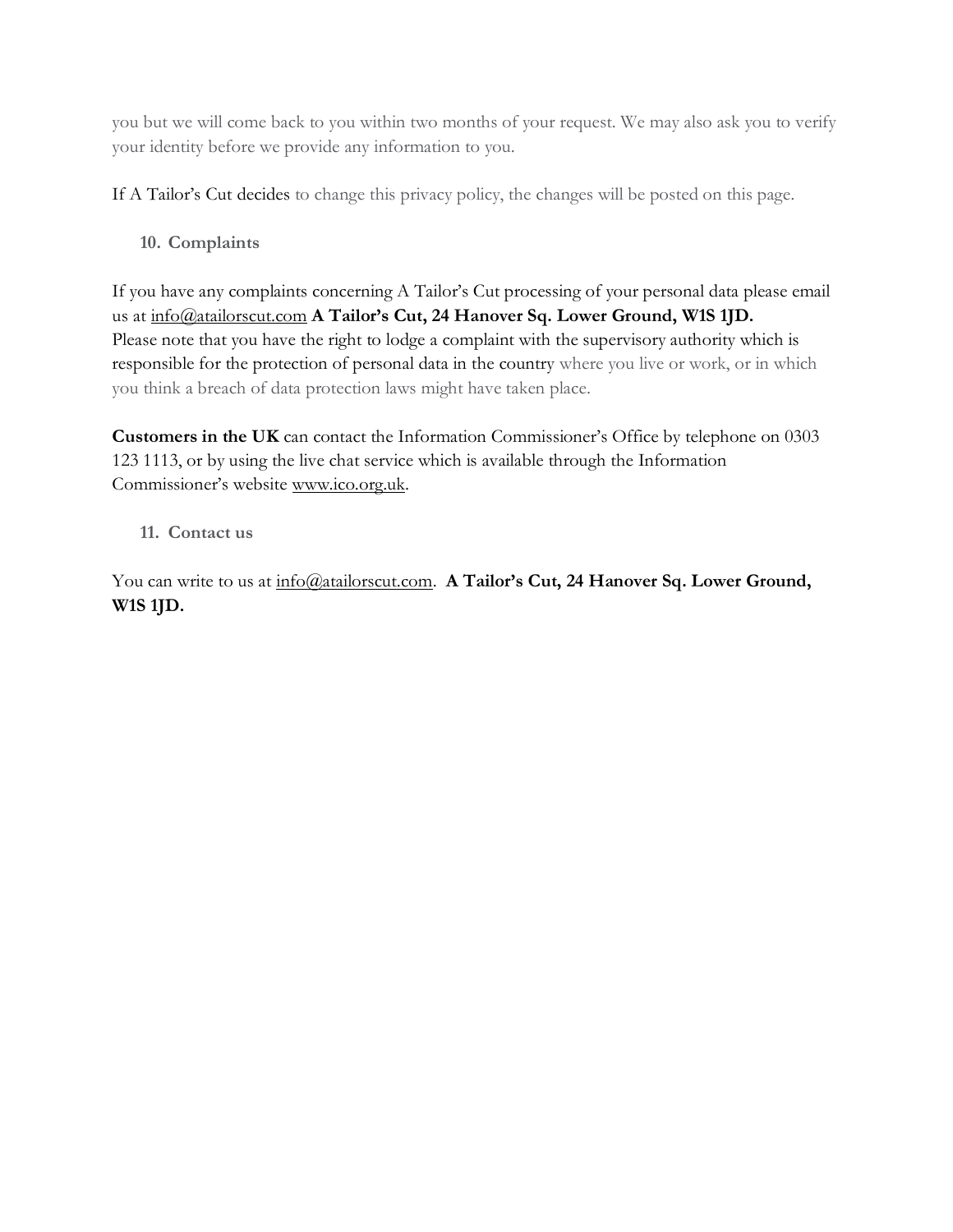you but we will come back to you within two months of your request. We may also ask you to verify your identity before we provide any information to you.

If A Tailor's Cut decides to change this privacy policy, the changes will be posted on this page.

## 10. Complaints

If you have any complaints concerning A Tailor's Cut processing of your personal data please email us at info@atailorscut.com **A Tailor's Cut, 24 Hanover Sq. Lower Ground, W1S 1JD.**
Please note that you have the right to lodge a complaint with the supervisory authority which is responsible for the protection of personal data in the country where you live or work, or in which you think a breach of data protection laws might have taken place.

**Customers in the UK** can contact the Information Commissioner's Office by telephone on 0303 123 1113, or by using the live chat service which is available through the Information Commissioner's website www.ico.org.uk.

## 11. Contact us

You can write to us at info@atailorscut.com. **A Tailor's Cut, 24 Hanover Sq. Lower Ground, W1S 1JD.**